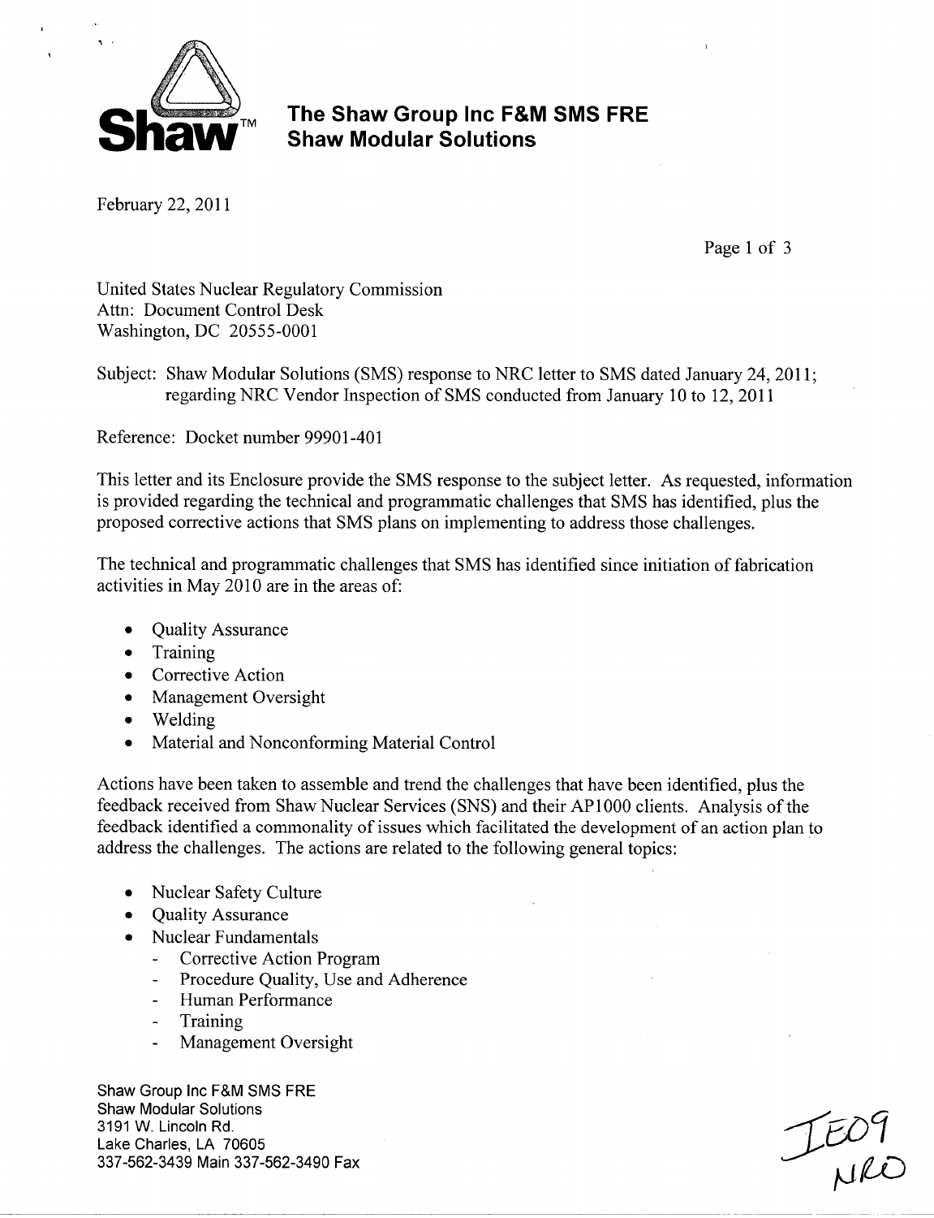# The Shaw Group Inc F&M SMS FRE
## Shaw Modular Solutions

February 22, 2011

United States Nuclear Regulatory Commission
Attn: Document Control Desk
Washington, DC 20555-0001

Subject: Shaw Modular Solutions (SMS) response to NRC letter to SMS dated January 24, 2011; regarding NRC Vendor Inspection of SMS conducted from January 10 to 12, 2011

Reference: Docket number 99901-401

This letter and its Enclosure provide the SMS response to the subject letter. As requested, information is provided regarding the technical and programmatic challenges that SMS has identified, plus the proposed corrective actions that SMS plans on implementing to address those challenges.

The technical and programmatic challenges that SMS has identified since initiation of fabrication activities in May 2010 are in the areas of:

- Quality Assurance
- Training
- Corrective Action
- Management Oversight
- Welding
- Material and Nonconforming Material Control

Actions have been taken to assemble and trend the challenges that have been identified, plus the feedback received from Shaw Nuclear Services (SNS) and their AP1000 clients. Analysis of the feedback identified a commonality of issues which facilitated the development of an action plan to address the challenges. The actions are related to the following general topics:

- Nuclear Safety Culture
- Quality Assurance
- Nuclear Fundamentals
  - Corrective Action Program
  - Procedure Quality, Use and Adherence
  - Human Performance
  - Training
  - Management Oversight

Shaw Group Inc F&M SMS FRE
Shaw Modular Solutions
3191 W. Lincoln Rd.
Lake Charles, LA 70605
337-562-3439 Main 337-562-3490 Fax

IE09
NRO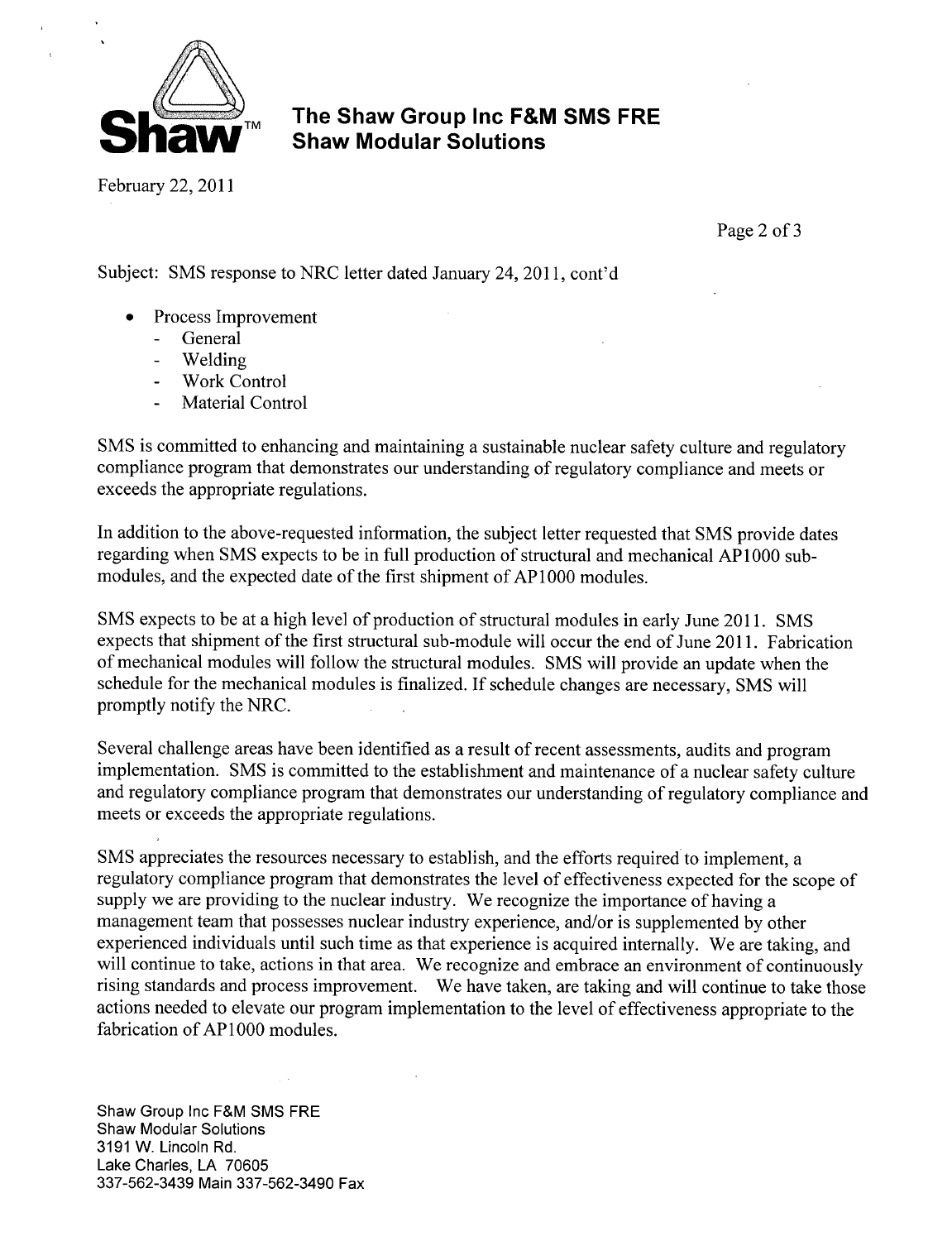February 22, 2011

Subject: SMS response to NRC letter dated January 24, 2011, cont'd

- Process Improvement
  - General
  - Welding
  - Work Control
  - Material Control

SMS is committed to enhancing and maintaining a sustainable nuclear safety culture and regulatory compliance program that demonstrates our understanding of regulatory compliance and meets or exceeds the appropriate regulations.

In addition to the above-requested information, the subject letter requested that SMS provide dates regarding when SMS expects to be in full production of structural and mechanical AP1000 sub-modules, and the expected date of the first shipment of AP1000 modules.

SMS expects to be at a high level of production of structural modules in early June 2011. SMS expects that shipment of the first structural sub-module will occur the end of June 2011. Fabrication of mechanical modules will follow the structural modules. SMS will provide an update when the schedule for the mechanical modules is finalized. If schedule changes are necessary, SMS will promptly notify the NRC.

Several challenge areas have been identified as a result of recent assessments, audits and program implementation. SMS is committed to the establishment and maintenance of a nuclear safety culture and regulatory compliance program that demonstrates our understanding of regulatory compliance and meets or exceeds the appropriate regulations.

SMS appreciates the resources necessary to establish, and the efforts required to implement, a regulatory compliance program that demonstrates the level of effectiveness expected for the scope of supply we are providing to the nuclear industry. We recognize the importance of having a management team that possesses nuclear industry experience, and/or is supplemented by other experienced individuals until such time as that experience is acquired internally. We are taking, and will continue to take, actions in that area. We recognize and embrace an environment of continuously rising standards and process improvement. We have taken, are taking and will continue to take those actions needed to elevate our program implementation to the level of effectiveness appropriate to the fabrication of AP1000 modules.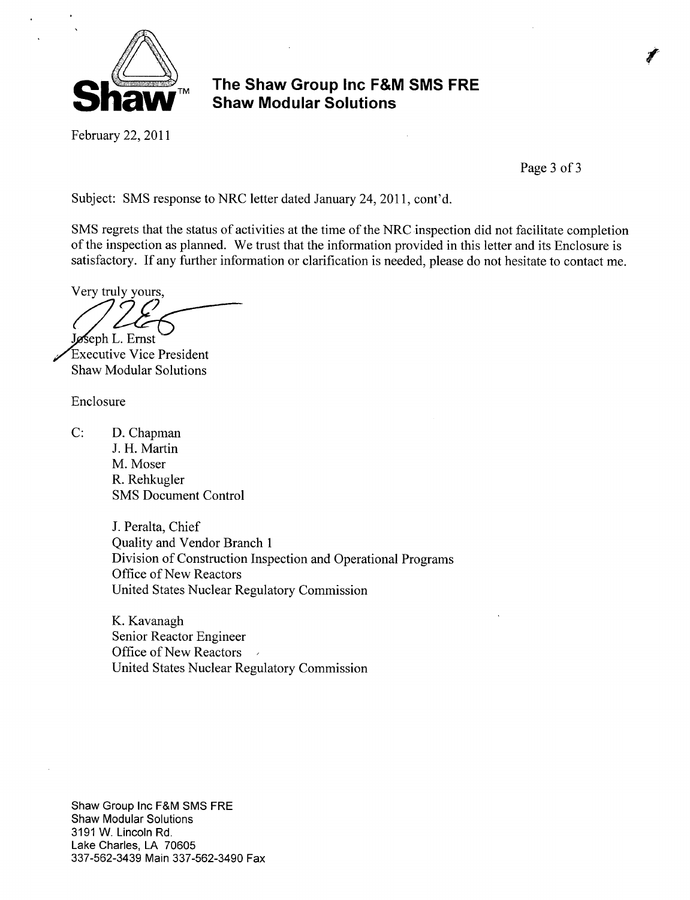**The Shaw Group Inc F&M SMS FRE**
**Shaw Modular Solutions**

February 22, 2011

Subject: SMS response to NRC letter dated January 24, 2011, cont'd.

SMS regrets that the status of activities at the time of the NRC inspection did not facilitate completion of the inspection as planned. We trust that the information provided in this letter and its Enclosure is satisfactory. If any further information or clarification is needed, please do not hesitate to contact me.

Very truly yours,

Joseph L. Ernst
Executive Vice President
Shaw Modular Solutions

Enclosure

C: D. Chapman
J. H. Martin
M. Moser
R. Rehkugler
SMS Document Control

J. Peralta, Chief
Quality and Vendor Branch 1
Division of Construction Inspection and Operational Programs
Office of New Reactors
United States Nuclear Regulatory Commission

K. Kavanagh
Senior Reactor Engineer
Office of New Reactors
United States Nuclear Regulatory Commission

Shaw Group Inc F&M SMS FRE
Shaw Modular Solutions
3191 W. Lincoln Rd.
Lake Charles, LA 70605
337-562-3439 Main 337-562-3490 Fax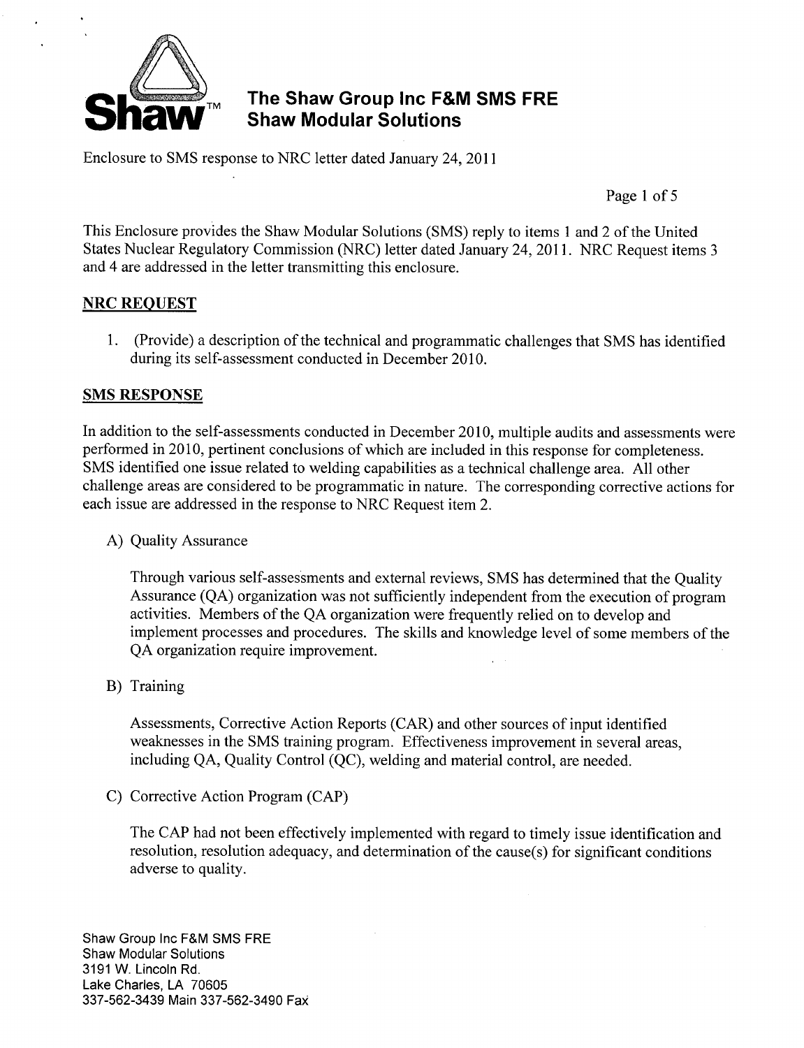# The Shaw Group Inc F&M SMS FRE
## Shaw Modular Solutions

Enclosure to SMS response to NRC letter dated January 24, 2011

This Enclosure provides the Shaw Modular Solutions (SMS) reply to items 1 and 2 of the United States Nuclear Regulatory Commission (NRC) letter dated January 24, 2011. NRC Request items 3 and 4 are addressed in the letter transmitting this enclosure.

### NRC REQUEST

1. (Provide) a description of the technical and programmatic challenges that SMS has identified during its self-assessment conducted in December 2010.

### SMS RESPONSE

In addition to the self-assessments conducted in December 2010, multiple audits and assessments were performed in 2010, pertinent conclusions of which are included in this response for completeness. SMS identified one issue related to welding capabilities as a technical challenge area. All other challenge areas are considered to be programmatic in nature. The corresponding corrective actions for each issue are addressed in the response to NRC Request item 2.

A) Quality Assurance

Through various self-assessments and external reviews, SMS has determined that the Quality Assurance (QA) organization was not sufficiently independent from the execution of program activities. Members of the QA organization were frequently relied on to develop and implement processes and procedures. The skills and knowledge level of some members of the QA organization require improvement.

B) Training

Assessments, Corrective Action Reports (CAR) and other sources of input identified weaknesses in the SMS training program. Effectiveness improvement in several areas, including QA, Quality Control (QC), welding and material control, are needed.

C) Corrective Action Program (CAP)

The CAP had not been effectively implemented with regard to timely issue identification and resolution, resolution adequacy, and determination of the cause(s) for significant conditions adverse to quality.

Shaw Group Inc F&M SMS FRE
Shaw Modular Solutions
3191 W. Lincoln Rd.
Lake Charles, LA 70605
337-562-3439 Main 337-562-3490 Fax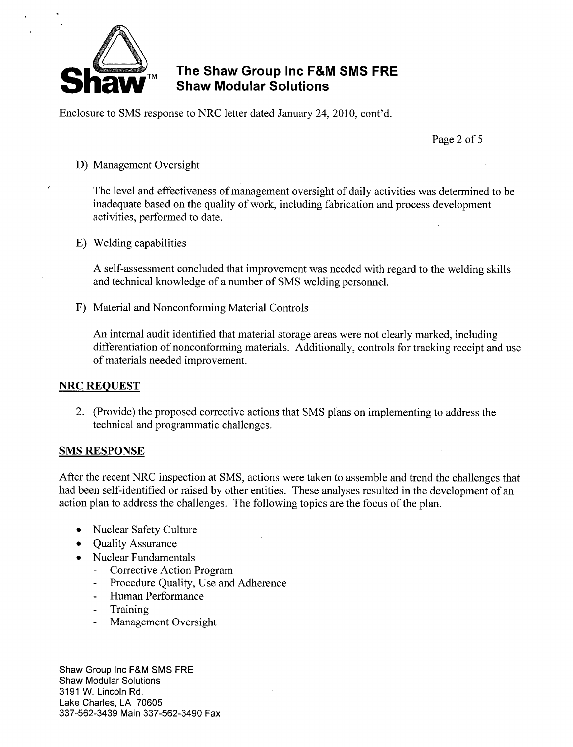Enclosure to SMS response to NRC letter dated January 24, 2010, cont'd.

D) Management Oversight

The level and effectiveness of management oversight of daily activities was determined to be inadequate based on the quality of work, including fabrication and process development activities, performed to date.

E) Welding capabilities

A self-assessment concluded that improvement was needed with regard to the welding skills and technical knowledge of a number of SMS welding personnel.

F) Material and Nonconforming Material Controls

An internal audit identified that material storage areas were not clearly marked, including differentiation of nonconforming materials. Additionally, controls for tracking receipt and use of materials needed improvement.

## NRC REQUEST

2. (Provide) the proposed corrective actions that SMS plans on implementing to address the technical and programmatic challenges.

## SMS RESPONSE

After the recent NRC inspection at SMS, actions were taken to assemble and trend the challenges that had been self-identified or raised by other entities. These analyses resulted in the development of an action plan to address the challenges. The following topics are the focus of the plan.

- Nuclear Safety Culture
- Quality Assurance
- Nuclear Fundamentals
  - Corrective Action Program
  - Procedure Quality, Use and Adherence
  - Human Performance
  - Training
  - Management Oversight

Shaw Group Inc F&M SMS FRE
Shaw Modular Solutions
3191 W. Lincoln Rd.
Lake Charles, LA 70605
337-562-3439 Main 337-562-3490 Fax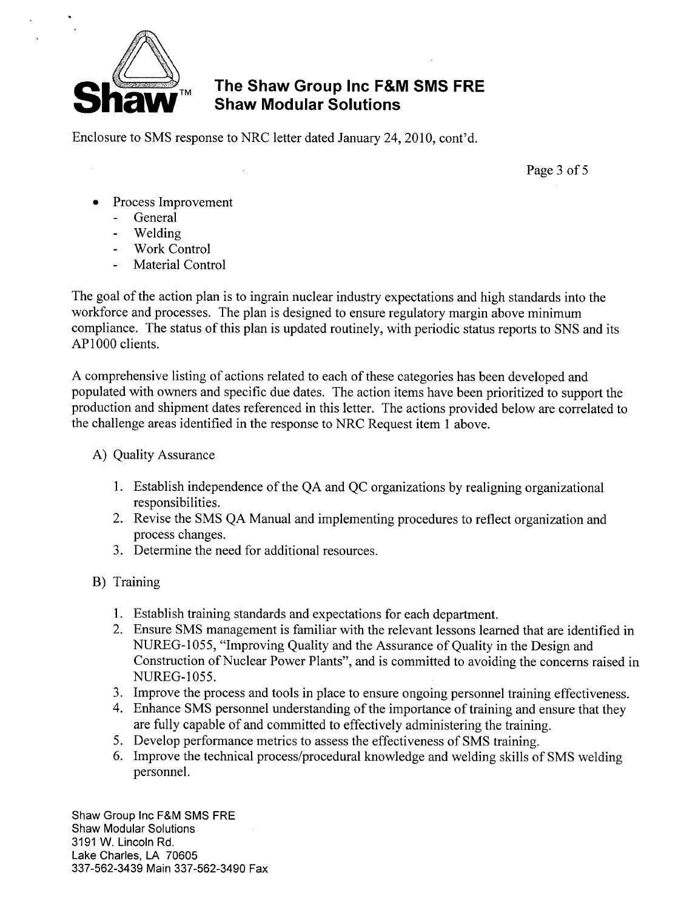Enclosure to SMS response to NRC letter dated January 24, 2010, cont'd.

- Process Improvement
  - General
  - Welding
  - Work Control
  - Material Control

The goal of the action plan is to ingrain nuclear industry expectations and high standards into the workforce and processes. The plan is designed to ensure regulatory margin above minimum compliance. The status of this plan is updated routinely, with periodic status reports to SNS and its AP1000 clients.

A comprehensive listing of actions related to each of these categories has been developed and populated with owners and specific due dates. The action items have been prioritized to support the production and shipment dates referenced in this letter. The actions provided below are correlated to the challenge areas identified in the response to NRC Request item 1 above.

A) Quality Assurance

1. Establish independence of the QA and QC organizations by realigning organizational responsibilities.
2. Revise the SMS QA Manual and implementing procedures to reflect organization and process changes.
3. Determine the need for additional resources.

B) Training

1. Establish training standards and expectations for each department.
2. Ensure SMS management is familiar with the relevant lessons learned that are identified in NUREG-1055, "Improving Quality and the Assurance of Quality in the Design and Construction of Nuclear Power Plants", and is committed to avoiding the concerns raised in NUREG-1055.
3. Improve the process and tools in place to ensure ongoing personnel training effectiveness.
4. Enhance SMS personnel understanding of the importance of training and ensure that they are fully capable of and committed to effectively administering the training.
5. Develop performance metrics to assess the effectiveness of SMS training.
6. Improve the technical process/procedural knowledge and welding skills of SMS welding personnel.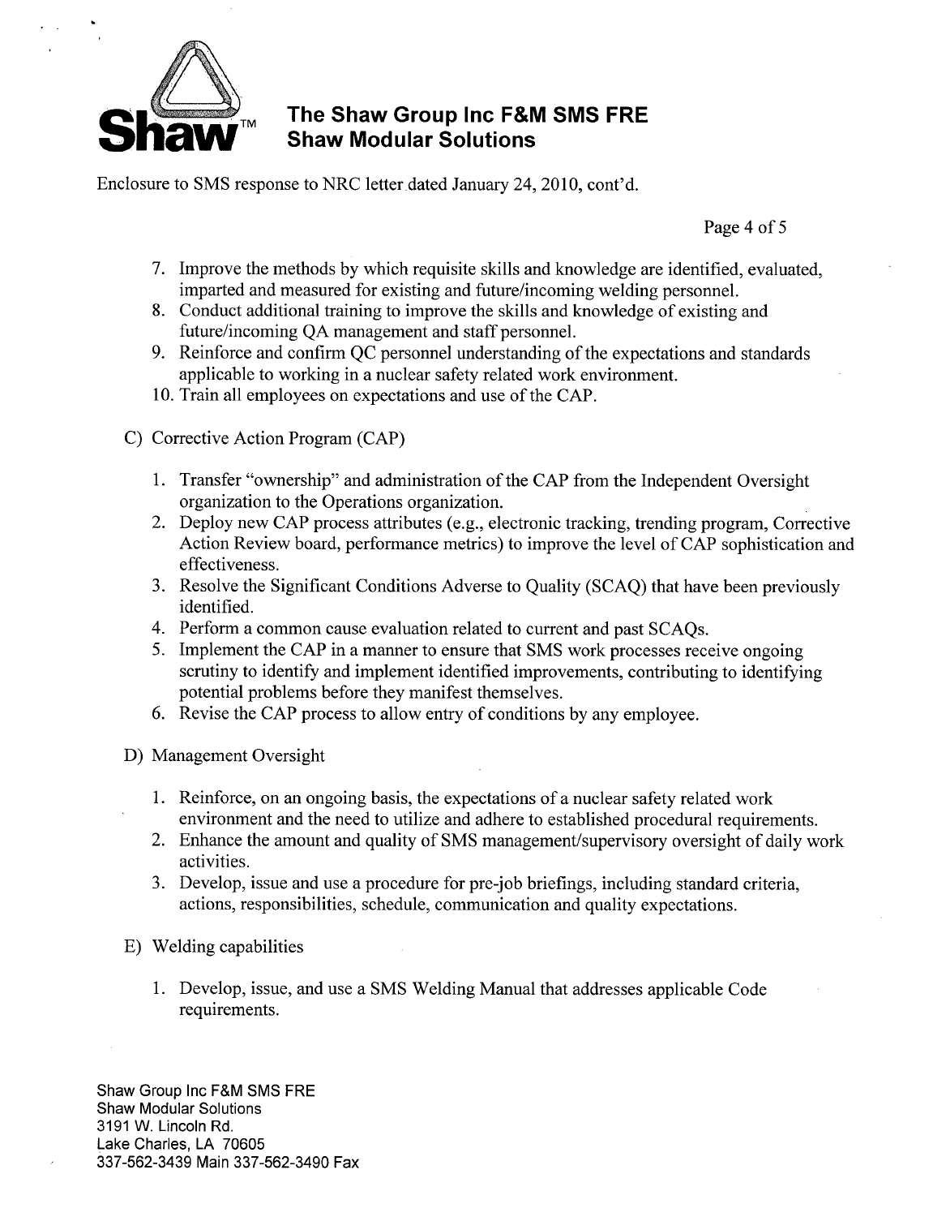Enclosure to SMS response to NRC letter dated January 24, 2010, cont'd.

7. Improve the methods by which requisite skills and knowledge are identified, evaluated, imparted and measured for existing and future/incoming welding personnel.
8. Conduct additional training to improve the skills and knowledge of existing and future/incoming QA management and staff personnel.
9. Reinforce and confirm QC personnel understanding of the expectations and standards applicable to working in a nuclear safety related work environment.
10. Train all employees on expectations and use of the CAP.

C) Corrective Action Program (CAP)

1. Transfer "ownership" and administration of the CAP from the Independent Oversight organization to the Operations organization.
2. Deploy new CAP process attributes (e.g., electronic tracking, trending program, Corrective Action Review board, performance metrics) to improve the level of CAP sophistication and effectiveness.
3. Resolve the Significant Conditions Adverse to Quality (SCAQ) that have been previously identified.
4. Perform a common cause evaluation related to current and past SCAQs.
5. Implement the CAP in a manner to ensure that SMS work processes receive ongoing scrutiny to identify and implement identified improvements, contributing to identifying potential problems before they manifest themselves.
6. Revise the CAP process to allow entry of conditions by any employee.

D) Management Oversight

1. Reinforce, on an ongoing basis, the expectations of a nuclear safety related work environment and the need to utilize and adhere to established procedural requirements.
2. Enhance the amount and quality of SMS management/supervisory oversight of daily work activities.
3. Develop, issue and use a procedure for pre-job briefings, including standard criteria, actions, responsibilities, schedule, communication and quality expectations.

E) Welding capabilities

1. Develop, issue, and use a SMS Welding Manual that addresses applicable Code requirements.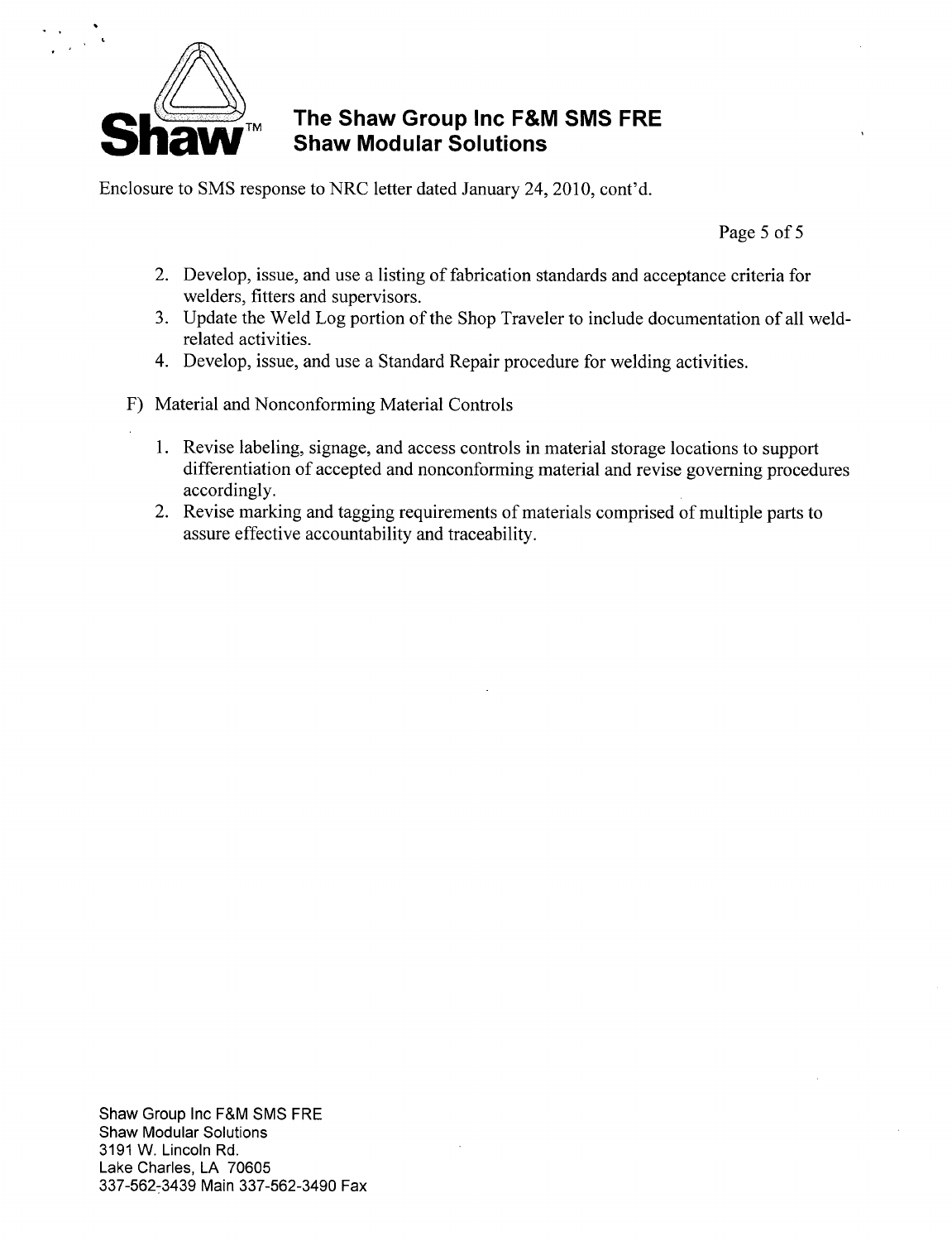Enclosure to SMS response to NRC letter dated January 24, 2010, cont'd.

2. Develop, issue, and use a listing of fabrication standards and acceptance criteria for welders, fitters and supervisors.
3. Update the Weld Log portion of the Shop Traveler to include documentation of all weld-related activities.
4. Develop, issue, and use a Standard Repair procedure for welding activities.

F) Material and Nonconforming Material Controls

1. Revise labeling, signage, and access controls in material storage locations to support differentiation of accepted and nonconforming material and revise governing procedures accordingly.
2. Revise marking and tagging requirements of materials comprised of multiple parts to assure effective accountability and traceability.

Shaw Group Inc F&M SMS FRE
Shaw Modular Solutions
3191 W. Lincoln Rd.
Lake Charles, LA 70605
337-562-3439 Main 337-562-3490 Fax